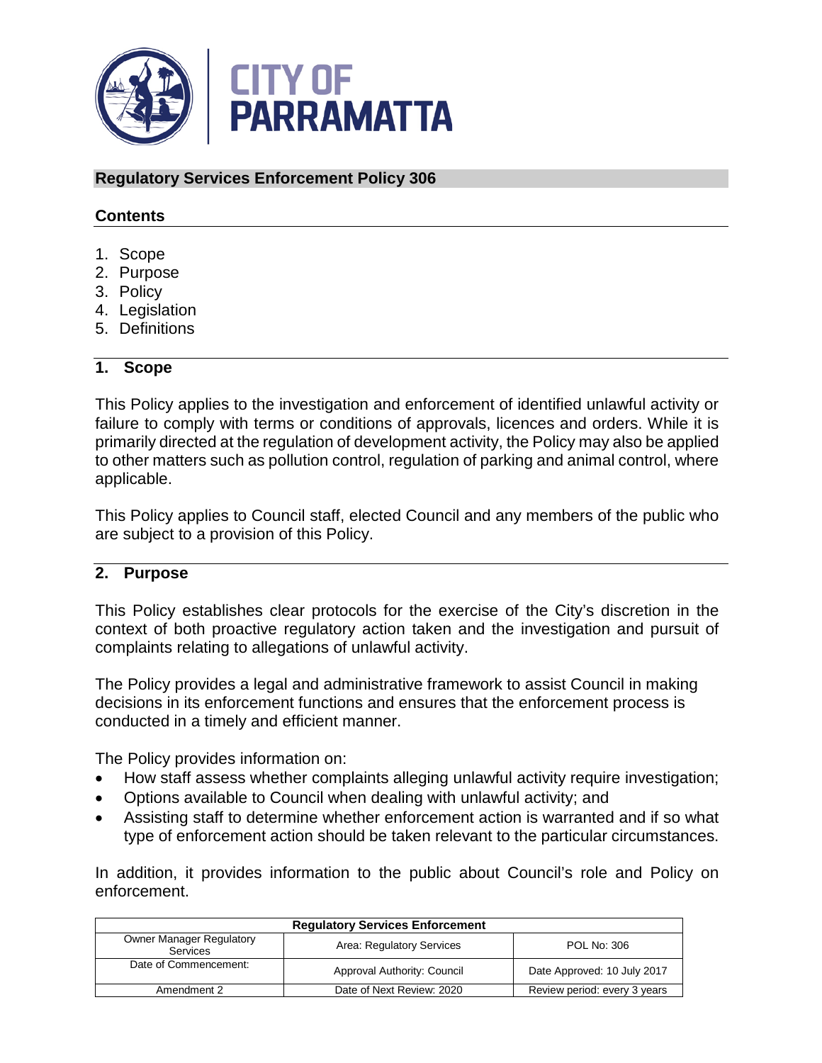# CITY OF PARRAMATTA

## Regulatory Services Enforcement Policy 306

### Contents

1. Scope
2. Purpose
3. Policy
4. Legislation
5. Definitions

### 1. Scope

This Policy applies to the investigation and enforcement of identified unlawful activity or failure to comply with terms or conditions of approvals, licences and orders. While it is primarily directed at the regulation of development activity, the Policy may also be applied to other matters such as pollution control, regulation of parking and animal control, where applicable.

This Policy applies to Council staff, elected Council and any members of the public who are subject to a provision of this Policy.

### 2. Purpose

This Policy establishes clear protocols for the exercise of the City's discretion in the context of both proactive regulatory action taken and the investigation and pursuit of complaints relating to allegations of unlawful activity.

The Policy provides a legal and administrative framework to assist Council in making decisions in its enforcement functions and ensures that the enforcement process is conducted in a timely and efficient manner.

The Policy provides information on:

- How staff assess whether complaints alleging unlawful activity require investigation;
- Options available to Council when dealing with unlawful activity; and
- Assisting staff to determine whether enforcement action is warranted and if so what type of enforcement action should be taken relevant to the particular circumstances.

In addition, it provides information to the public about Council's role and Policy on enforcement.

| Regulatory Services Enforcement | | |
|---|---|---|
| Owner Manager Regulatory Services | Area: Regulatory Services | POL No: 306 |
| Date of Commencement: | Approval Authority: Council | Date Approved: 10 July 2017 |
| Amendment 2 | Date of Next Review: 2020 | Review period: every 3 years |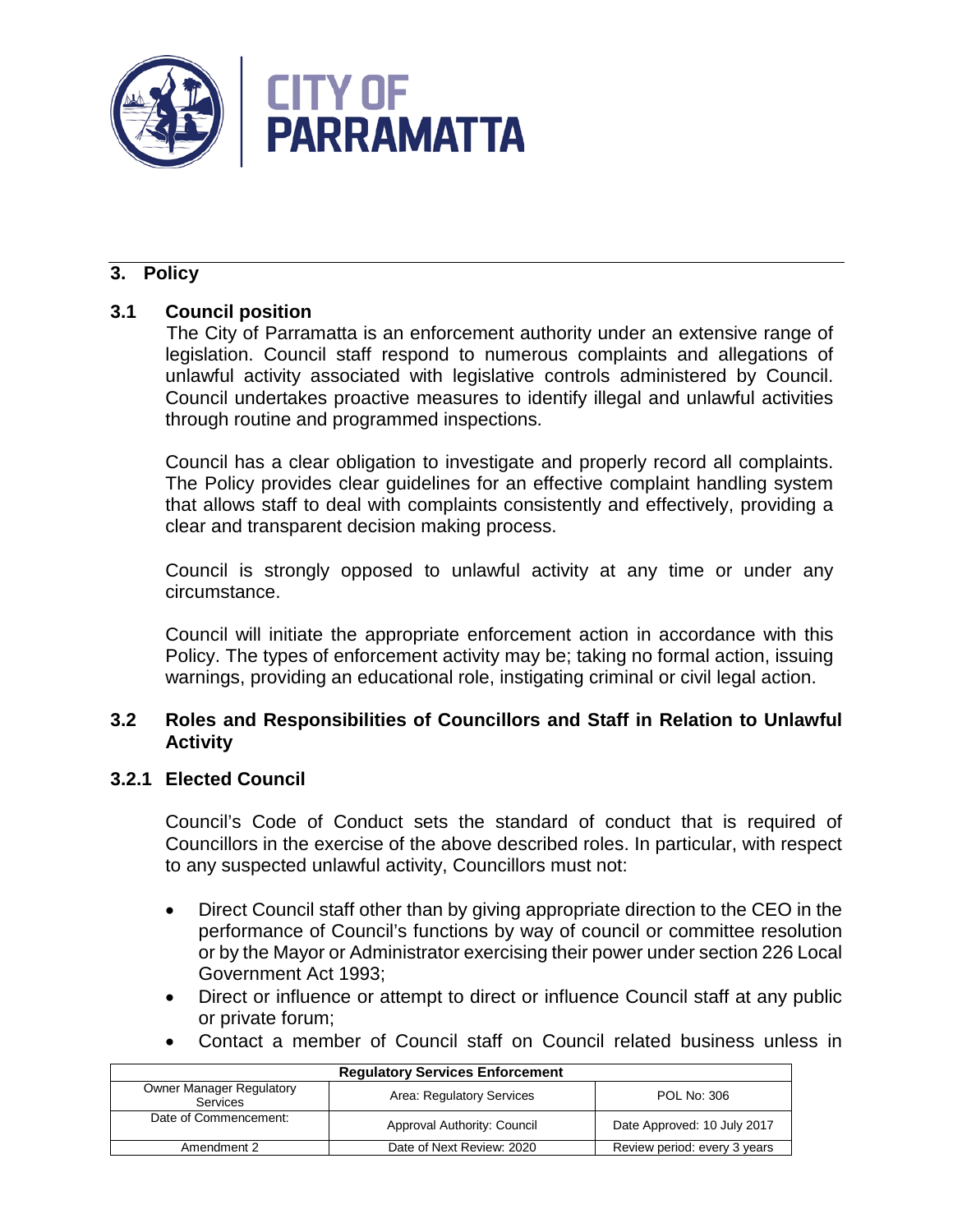## 3. Policy

### 3.1 Council position

The City of Parramatta is an enforcement authority under an extensive range of legislation. Council staff respond to numerous complaints and allegations of unlawful activity associated with legislative controls administered by Council. Council undertakes proactive measures to identify illegal and unlawful activities through routine and programmed inspections.

Council has a clear obligation to investigate and properly record all complaints. The Policy provides clear guidelines for an effective complaint handling system that allows staff to deal with complaints consistently and effectively, providing a clear and transparent decision making process.

Council is strongly opposed to unlawful activity at any time or under any circumstance.

Council will initiate the appropriate enforcement action in accordance with this Policy. The types of enforcement activity may be; taking no formal action, issuing warnings, providing an educational role, instigating criminal or civil legal action.

### 3.2 Roles and Responsibilities of Councillors and Staff in Relation to Unlawful Activity

### 3.2.1 Elected Council

Council's Code of Conduct sets the standard of conduct that is required of Councillors in the exercise of the above described roles. In particular, with respect to any suspected unlawful activity, Councillors must not:

- Direct Council staff other than by giving appropriate direction to the CEO in the performance of Council's functions by way of council or committee resolution or by the Mayor or Administrator exercising their power under section 226 Local Government Act 1993;
- Direct or influence or attempt to direct or influence Council staff at any public or private forum;
- Contact a member of Council staff on Council related business unless in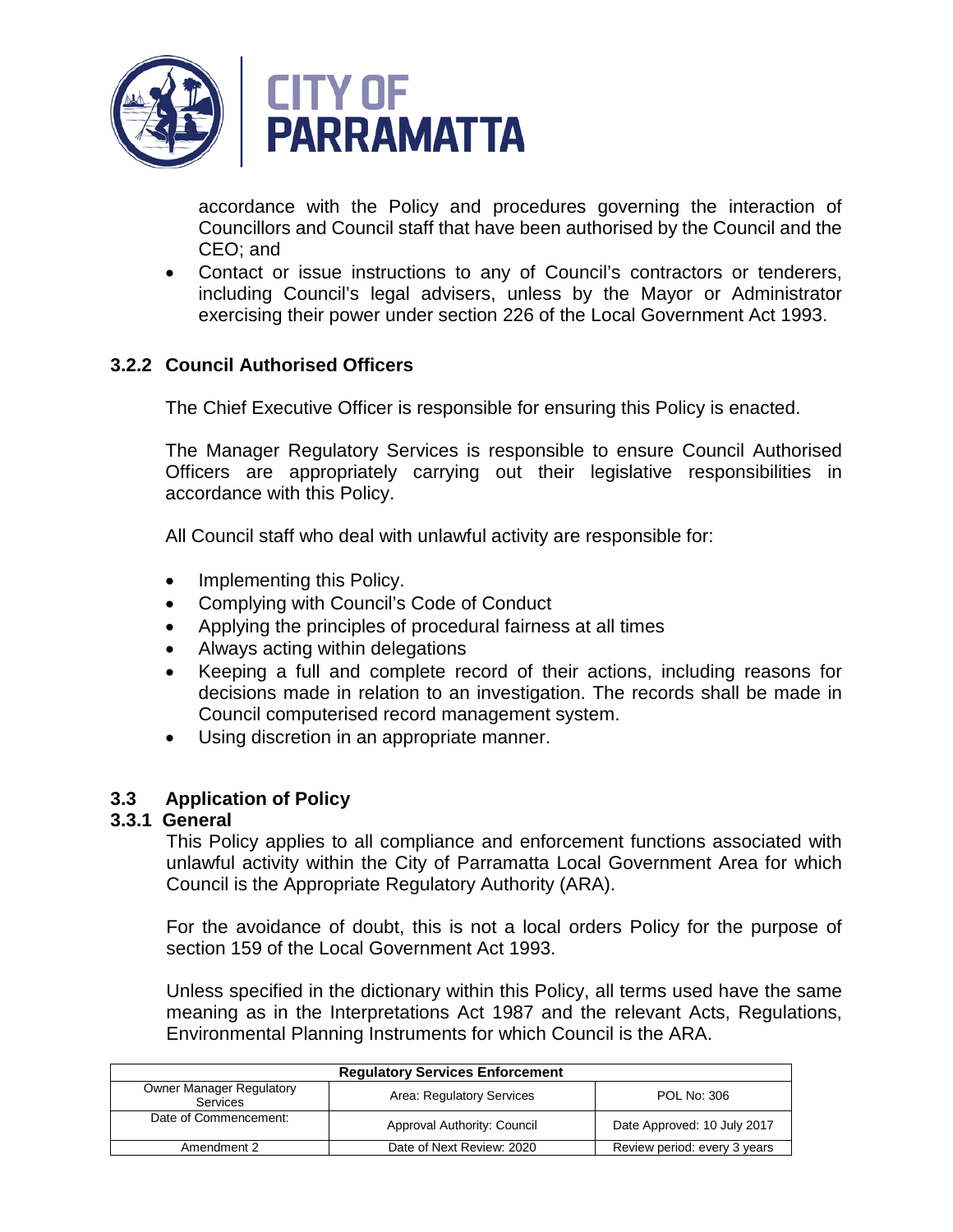accordance with the Policy and procedures governing the interaction of Councillors and Council staff that have been authorised by the Council and the CEO; and

- Contact or issue instructions to any of Council's contractors or tenderers, including Council's legal advisers, unless by the Mayor or Administrator exercising their power under section 226 of the Local Government Act 1993.

### 3.2.2 Council Authorised Officers

The Chief Executive Officer is responsible for ensuring this Policy is enacted.

The Manager Regulatory Services is responsible to ensure Council Authorised Officers are appropriately carrying out their legislative responsibilities in accordance with this Policy.

All Council staff who deal with unlawful activity are responsible for:

- Implementing this Policy.
- Complying with Council's Code of Conduct
- Applying the principles of procedural fairness at all times
- Always acting within delegations
- Keeping a full and complete record of their actions, including reasons for decisions made in relation to an investigation. The records shall be made in Council computerised record management system.
- Using discretion in an appropriate manner.

## 3.3 Application of Policy

### 3.3.1 General

This Policy applies to all compliance and enforcement functions associated with unlawful activity within the City of Parramatta Local Government Area for which Council is the Appropriate Regulatory Authority (ARA).

For the avoidance of doubt, this is not a local orders Policy for the purpose of section 159 of the Local Government Act 1993.

Unless specified in the dictionary within this Policy, all terms used have the same meaning as in the Interpretations Act 1987 and the relevant Acts, Regulations, Environmental Planning Instruments for which Council is the ARA.

| Regulatory Services Enforcement | | |
|---|---|---|
| Owner Manager Regulatory Services | Area: Regulatory Services | POL No: 306 |
| Date of Commencement: | Approval Authority: Council | Date Approved: 10 July 2017 |
| Amendment 2 | Date of Next Review: 2020 | Review period: every 3 years |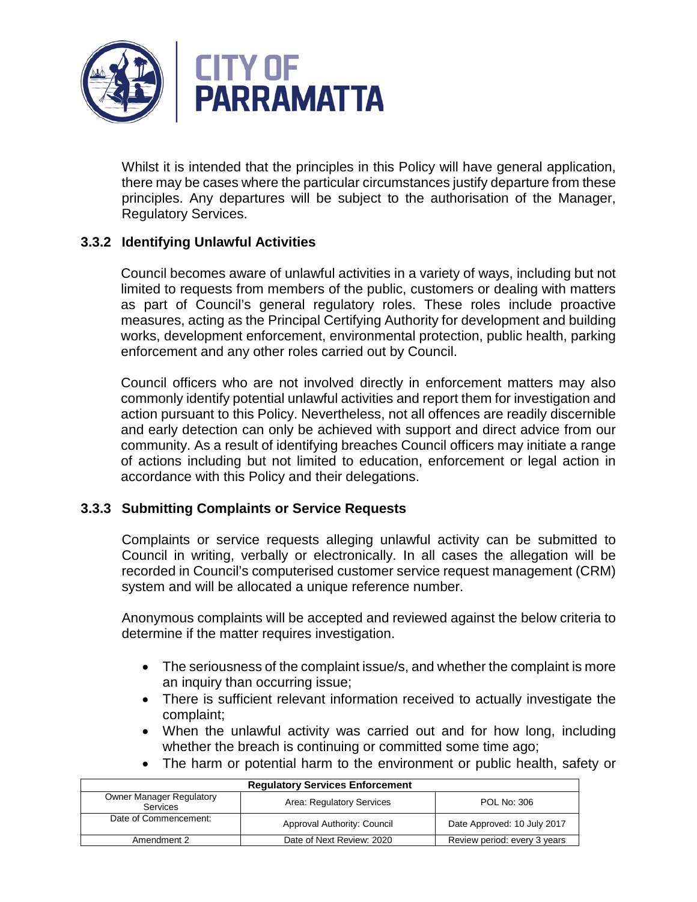Whilst it is intended that the principles in this Policy will have general application, there may be cases where the particular circumstances justify departure from these principles. Any departures will be subject to the authorisation of the Manager, Regulatory Services.

### 3.3.2 Identifying Unlawful Activities

Council becomes aware of unlawful activities in a variety of ways, including but not limited to requests from members of the public, customers or dealing with matters as part of Council's general regulatory roles. These roles include proactive measures, acting as the Principal Certifying Authority for development and building works, development enforcement, environmental protection, public health, parking enforcement and any other roles carried out by Council.

Council officers who are not involved directly in enforcement matters may also commonly identify potential unlawful activities and report them for investigation and action pursuant to this Policy. Nevertheless, not all offences are readily discernible and early detection can only be achieved with support and direct advice from our community. As a result of identifying breaches Council officers may initiate a range of actions including but not limited to education, enforcement or legal action in accordance with this Policy and their delegations.

### 3.3.3 Submitting Complaints or Service Requests

Complaints or service requests alleging unlawful activity can be submitted to Council in writing, verbally or electronically. In all cases the allegation will be recorded in Council's computerised customer service request management (CRM) system and will be allocated a unique reference number.

Anonymous complaints will be accepted and reviewed against the below criteria to determine if the matter requires investigation.

- The seriousness of the complaint issue/s, and whether the complaint is more an inquiry than occurring issue;
- There is sufficient relevant information received to actually investigate the complaint;
- When the unlawful activity was carried out and for how long, including whether the breach is continuing or committed some time ago;
- The harm or potential harm to the environment or public health, safety or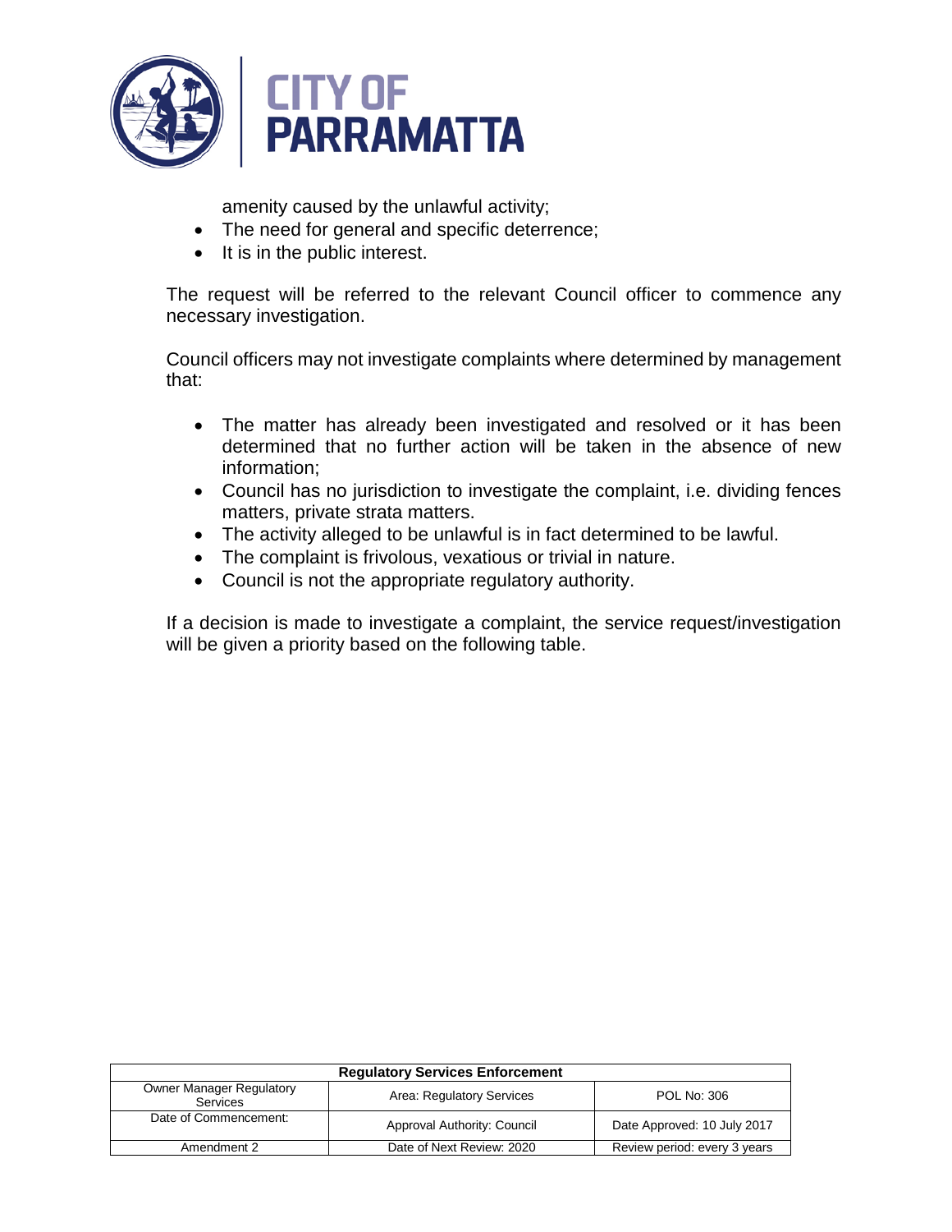amenity caused by the unlawful activity;
- The need for general and specific deterrence;
- It is in the public interest.

The request will be referred to the relevant Council officer to commence any necessary investigation.

Council officers may not investigate complaints where determined by management that:

- The matter has already been investigated and resolved or it has been determined that no further action will be taken in the absence of new information;
- Council has no jurisdiction to investigate the complaint, i.e. dividing fences matters, private strata matters.
- The activity alleged to be unlawful is in fact determined to be lawful.
- The complaint is frivolous, vexatious or trivial in nature.
- Council is not the appropriate regulatory authority.

If a decision is made to investigate a complaint, the service request/investigation will be given a priority based on the following table.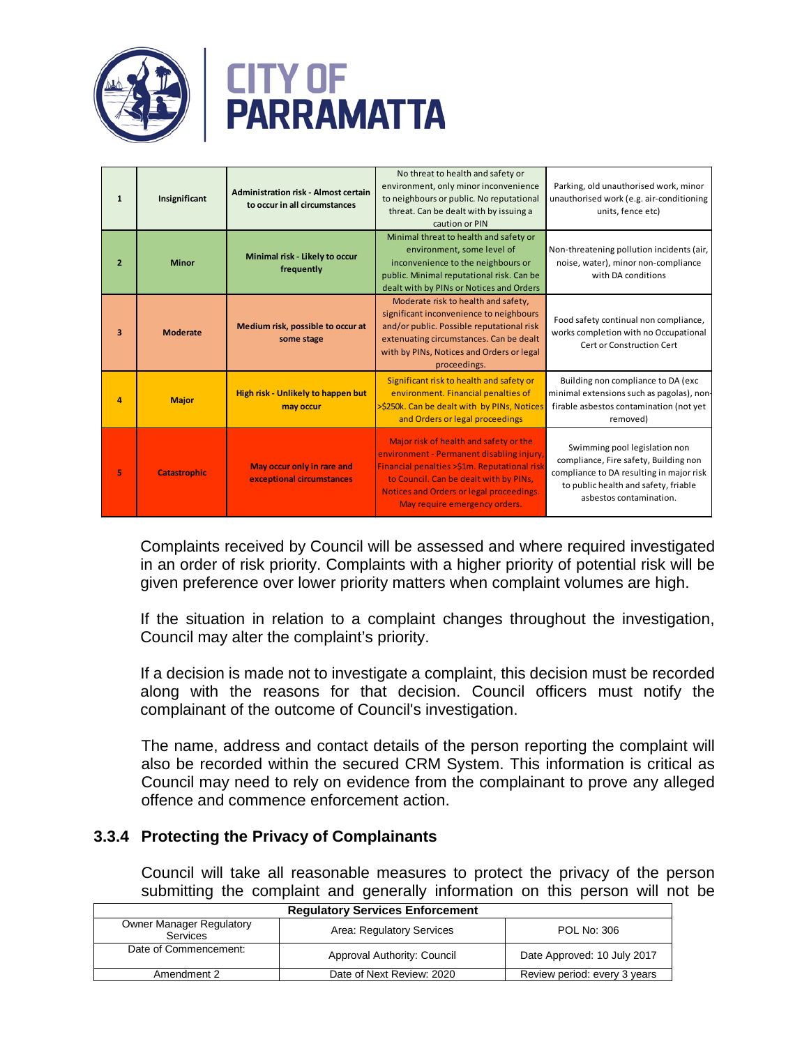| 1 | Insignificant | Administration risk - Almost certain to occur in all circumstances | No threat to health and safety or environment, only minor inconvenience to neighbours or public. No reputational threat. Can be dealt with by issuing a caution or PIN | Parking, old unauthorised work, minor unauthorised work (e.g. air-conditioning units, fence etc) |
|---|---|---|---|---|
| 2 | Minor | Minimal risk - Likely to occur frequently | Minimal threat to health and safety or environment, some level of inconvenience to the neighbours or public. Minimal reputational risk. Can be dealt with by PINs or Notices and Orders | Non-threatening pollution incidents (air, noise, water), minor non-compliance with DA conditions |
| 3 | Moderate | Medium risk, possible to occur at some stage | Moderate risk to health and safety, significant inconvenience to neighbours and/or public. Possible reputational risk and extenuating circumstances. Can be dealt with by PINs, Notices and Orders or legal proceedings. | Food safety continual non compliance, works completion with no Occupational Cert or Construction Cert |
| 4 | Major | High risk - Unlikely to happen but may occur | Significant risk to health and safety or environment. Financial penalties of >$250k. Can be dealt with by PINs, Notices and Orders or legal proceedings | Building non compliance to DA (exc minimal extensions such as pagolas), non-firable asbestos contamination (not yet removed) |
| 5 | Catastrophic | May occur only in rare and exceptional circumstances | Major risk of health and safety or the environment - Permanent disabling injury, Financial penalties >$1m. Reputational risk to Council. Can be dealt with by PINs, Notices and Orders or legal proceedings. May require emergency orders. | Swimming pool legislation non compliance, Fire safety, Building non compliance to DA resulting in major risk to public health and safety, friable asbestos contamination. |

Complaints received by Council will be assessed and where required investigated in an order of risk priority. Complaints with a higher priority of potential risk will be given preference over lower priority matters when complaint volumes are high.

If the situation in relation to a complaint changes throughout the investigation, Council may alter the complaint's priority.

If a decision is made not to investigate a complaint, this decision must be recorded along with the reasons for that decision. Council officers must notify the complainant of the outcome of Council's investigation.

The name, address and contact details of the person reporting the complaint will also be recorded within the secured CRM System. This information is critical as Council may need to rely on evidence from the complainant to prove any alleged offence and commence enforcement action.

### 3.3.4 Protecting the Privacy of Complainants

Council will take all reasonable measures to protect the privacy of the person submitting the complaint and generally information on this person will not be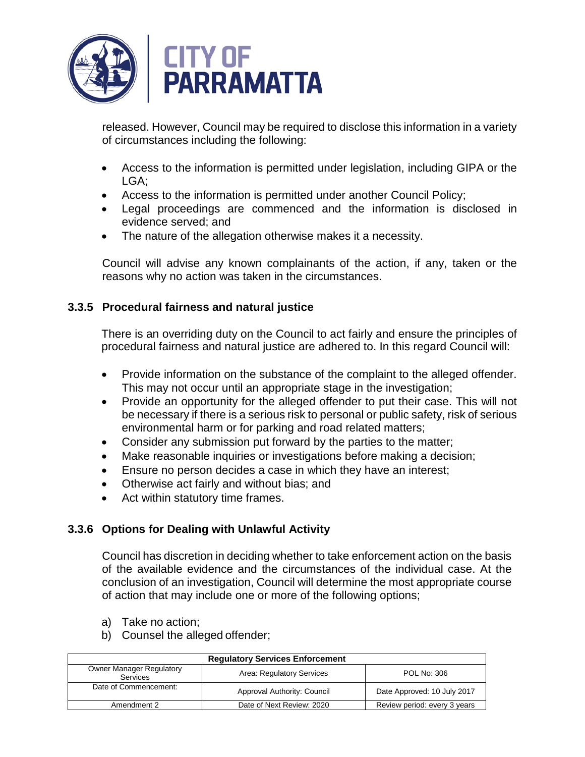released. However, Council may be required to disclose this information in a variety of circumstances including the following:

- Access to the information is permitted under legislation, including GIPA or the LGA;
- Access to the information is permitted under another Council Policy;
- Legal proceedings are commenced and the information is disclosed in evidence served; and
- The nature of the allegation otherwise makes it a necessity.

Council will advise any known complainants of the action, if any, taken or the reasons why no action was taken in the circumstances.

### 3.3.5 Procedural fairness and natural justice

There is an overriding duty on the Council to act fairly and ensure the principles of procedural fairness and natural justice are adhered to. In this regard Council will:

- Provide information on the substance of the complaint to the alleged offender. This may not occur until an appropriate stage in the investigation;
- Provide an opportunity for the alleged offender to put their case. This will not be necessary if there is a serious risk to personal or public safety, risk of serious environmental harm or for parking and road related matters;
- Consider any submission put forward by the parties to the matter;
- Make reasonable inquiries or investigations before making a decision;
- Ensure no person decides a case in which they have an interest;
- Otherwise act fairly and without bias; and
- Act within statutory time frames.

### 3.3.6 Options for Dealing with Unlawful Activity

Council has discretion in deciding whether to take enforcement action on the basis of the available evidence and the circumstances of the individual case. At the conclusion of an investigation, Council will determine the most appropriate course of action that may include one or more of the following options;

a) Take no action;
b) Counsel the alleged offender;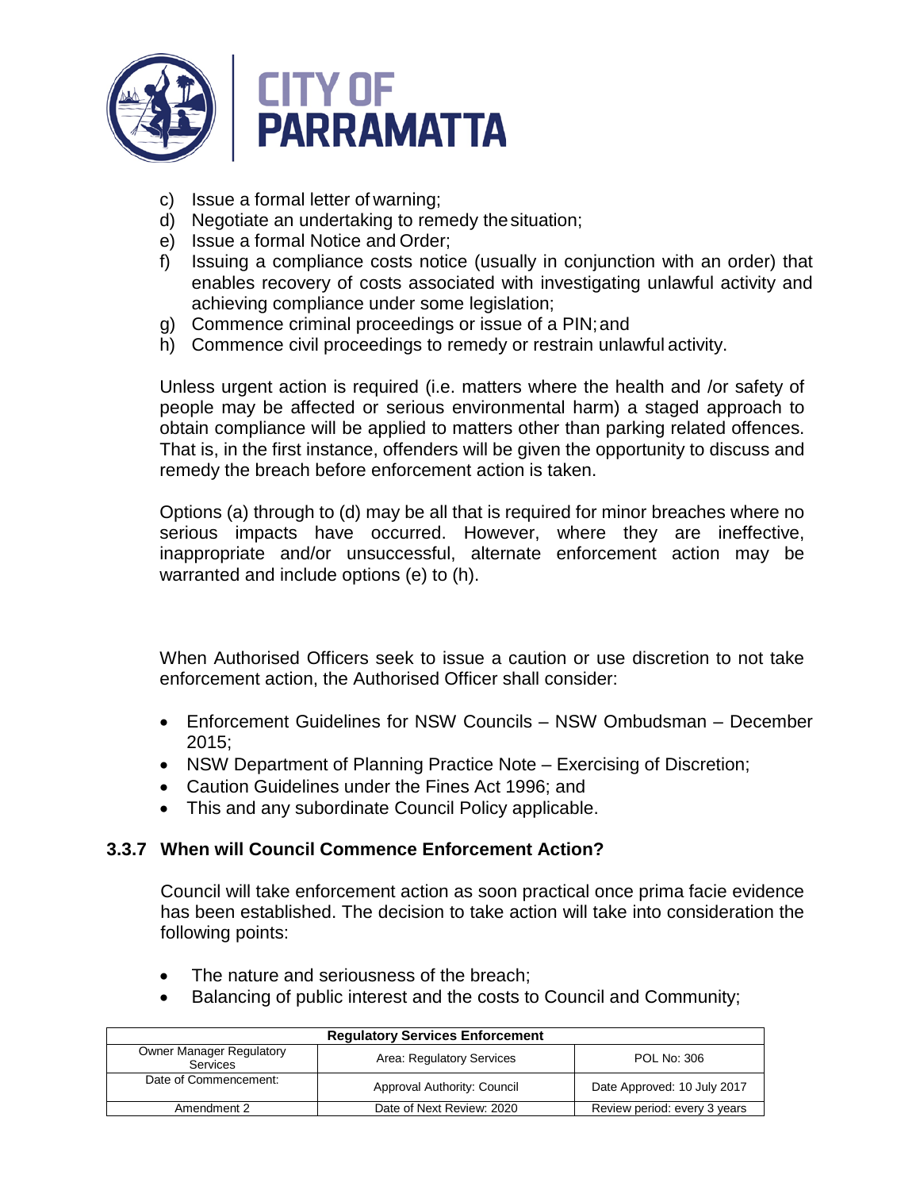c) Issue a formal letter of warning;
d) Negotiate an undertaking to remedy the situation;
e) Issue a formal Notice and Order;
f) Issuing a compliance costs notice (usually in conjunction with an order) that enables recovery of costs associated with investigating unlawful activity and achieving compliance under some legislation;
g) Commence criminal proceedings or issue of a PIN; and
h) Commence civil proceedings to remedy or restrain unlawful activity.

Unless urgent action is required (i.e. matters where the health and /or safety of people may be affected or serious environmental harm) a staged approach to obtain compliance will be applied to matters other than parking related offences. That is, in the first instance, offenders will be given the opportunity to discuss and remedy the breach before enforcement action is taken.

Options (a) through to (d) may be all that is required for minor breaches where no serious impacts have occurred. However, where they are ineffective, inappropriate and/or unsuccessful, alternate enforcement action may be warranted and include options (e) to (h).

When Authorised Officers seek to issue a caution or use discretion to not take enforcement action, the Authorised Officer shall consider:

- Enforcement Guidelines for NSW Councils – NSW Ombudsman – December 2015;
- NSW Department of Planning Practice Note – Exercising of Discretion;
- Caution Guidelines under the Fines Act 1996; and
- This and any subordinate Council Policy applicable.

### 3.3.7 When will Council Commence Enforcement Action?

Council will take enforcement action as soon practical once prima facie evidence has been established. The decision to take action will take into consideration the following points:

- The nature and seriousness of the breach;
- Balancing of public interest and the costs to Council and Community;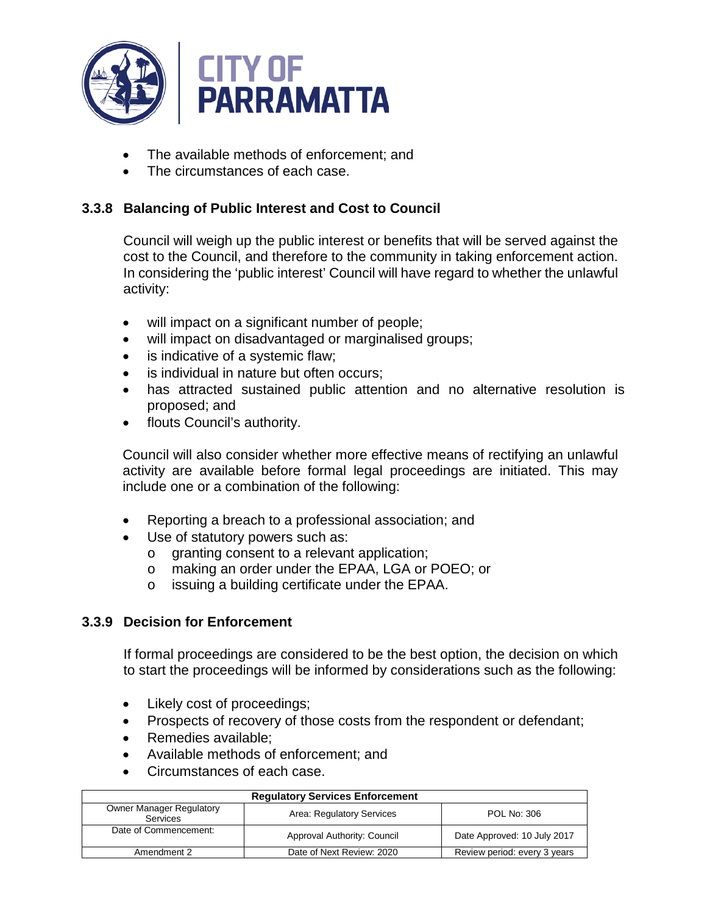- The available methods of enforcement; and
- The circumstances of each case.

### 3.3.8 Balancing of Public Interest and Cost to Council

Council will weigh up the public interest or benefits that will be served against the cost to the Council, and therefore to the community in taking enforcement action. In considering the 'public interest' Council will have regard to whether the unlawful activity:

- will impact on a significant number of people;
- will impact on disadvantaged or marginalised groups;
- is indicative of a systemic flaw;
- is individual in nature but often occurs;
- has attracted sustained public attention and no alternative resolution is proposed; and
- flouts Council's authority.

Council will also consider whether more effective means of rectifying an unlawful activity are available before formal legal proceedings are initiated. This may include one or a combination of the following:

- Reporting a breach to a professional association; and
- Use of statutory powers such as:
  - granting consent to a relevant application;
  - making an order under the EPAA, LGA or POEO; or
  - issuing a building certificate under the EPAA.

### 3.3.9 Decision for Enforcement

If formal proceedings are considered to be the best option, the decision on which to start the proceedings will be informed by considerations such as the following:

- Likely cost of proceedings;
- Prospects of recovery of those costs from the respondent or defendant;
- Remedies available;
- Available methods of enforcement; and
- Circumstances of each case.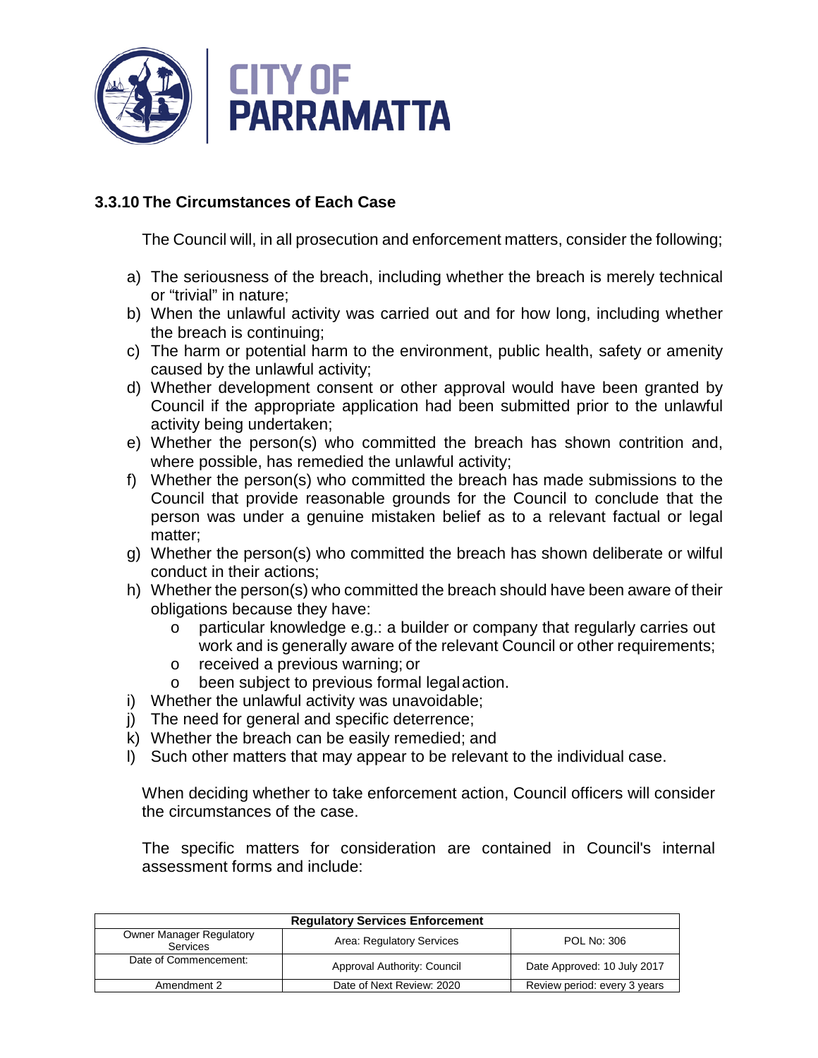### 3.3.10 The Circumstances of Each Case

The Council will, in all prosecution and enforcement matters, consider the following;

a) The seriousness of the breach, including whether the breach is merely technical or "trivial" in nature;
b) When the unlawful activity was carried out and for how long, including whether the breach is continuing;
c) The harm or potential harm to the environment, public health, safety or amenity caused by the unlawful activity;
d) Whether development consent or other approval would have been granted by Council if the appropriate application had been submitted prior to the unlawful activity being undertaken;
e) Whether the person(s) who committed the breach has shown contrition and, where possible, has remedied the unlawful activity;
f) Whether the person(s) who committed the breach has made submissions to the Council that provide reasonable grounds for the Council to conclude that the person was under a genuine mistaken belief as to a relevant factual or legal matter;
g) Whether the person(s) who committed the breach has shown deliberate or wilful conduct in their actions;
h) Whether the person(s) who committed the breach should have been aware of their obligations because they have:
    - particular knowledge e.g.: a builder or company that regularly carries out work and is generally aware of the relevant Council or other requirements;
    - received a previous warning; or
    - been subject to previous formal legal action.
i) Whether the unlawful activity was unavoidable;
j) The need for general and specific deterrence;
k) Whether the breach can be easily remedied; and
l) Such other matters that may appear to be relevant to the individual case.

When deciding whether to take enforcement action, Council officers will consider the circumstances of the case.

The specific matters for consideration are contained in Council's internal assessment forms and include: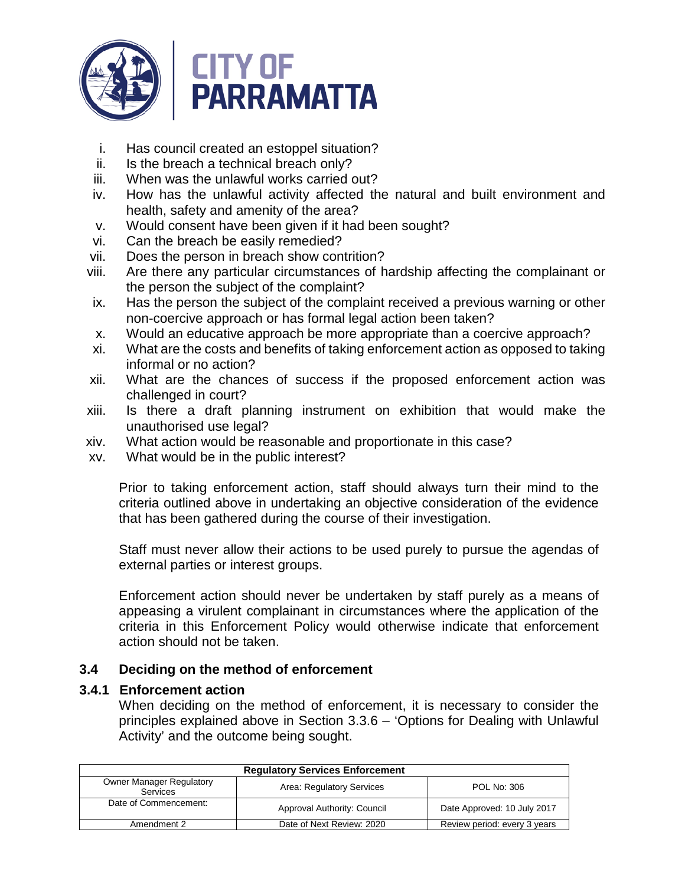i. Has council created an estoppel situation?
ii. Is the breach a technical breach only?
iii. When was the unlawful works carried out?
iv. How has the unlawful activity affected the natural and built environment and health, safety and amenity of the area?
v. Would consent have been given if it had been sought?
vi. Can the breach be easily remedied?
vii. Does the person in breach show contrition?
viii. Are there any particular circumstances of hardship affecting the complainant or the person the subject of the complaint?
ix. Has the person the subject of the complaint received a previous warning or other non-coercive approach or has formal legal action been taken?
x. Would an educative approach be more appropriate than a coercive approach?
xi. What are the costs and benefits of taking enforcement action as opposed to taking informal or no action?
xii. What are the chances of success if the proposed enforcement action was challenged in court?
xiii. Is there a draft planning instrument on exhibition that would make the unauthorised use legal?
xiv. What action would be reasonable and proportionate in this case?
xv. What would be in the public interest?

Prior to taking enforcement action, staff should always turn their mind to the criteria outlined above in undertaking an objective consideration of the evidence that has been gathered during the course of their investigation.

Staff must never allow their actions to be used purely to pursue the agendas of external parties or interest groups.

Enforcement action should never be undertaken by staff purely as a means of appeasing a virulent complainant in circumstances where the application of the criteria in this Enforcement Policy would otherwise indicate that enforcement action should not be taken.

## 3.4 Deciding on the method of enforcement

### 3.4.1 Enforcement action

When deciding on the method of enforcement, it is necessary to consider the principles explained above in Section 3.3.6 – 'Options for Dealing with Unlawful Activity' and the outcome being sought.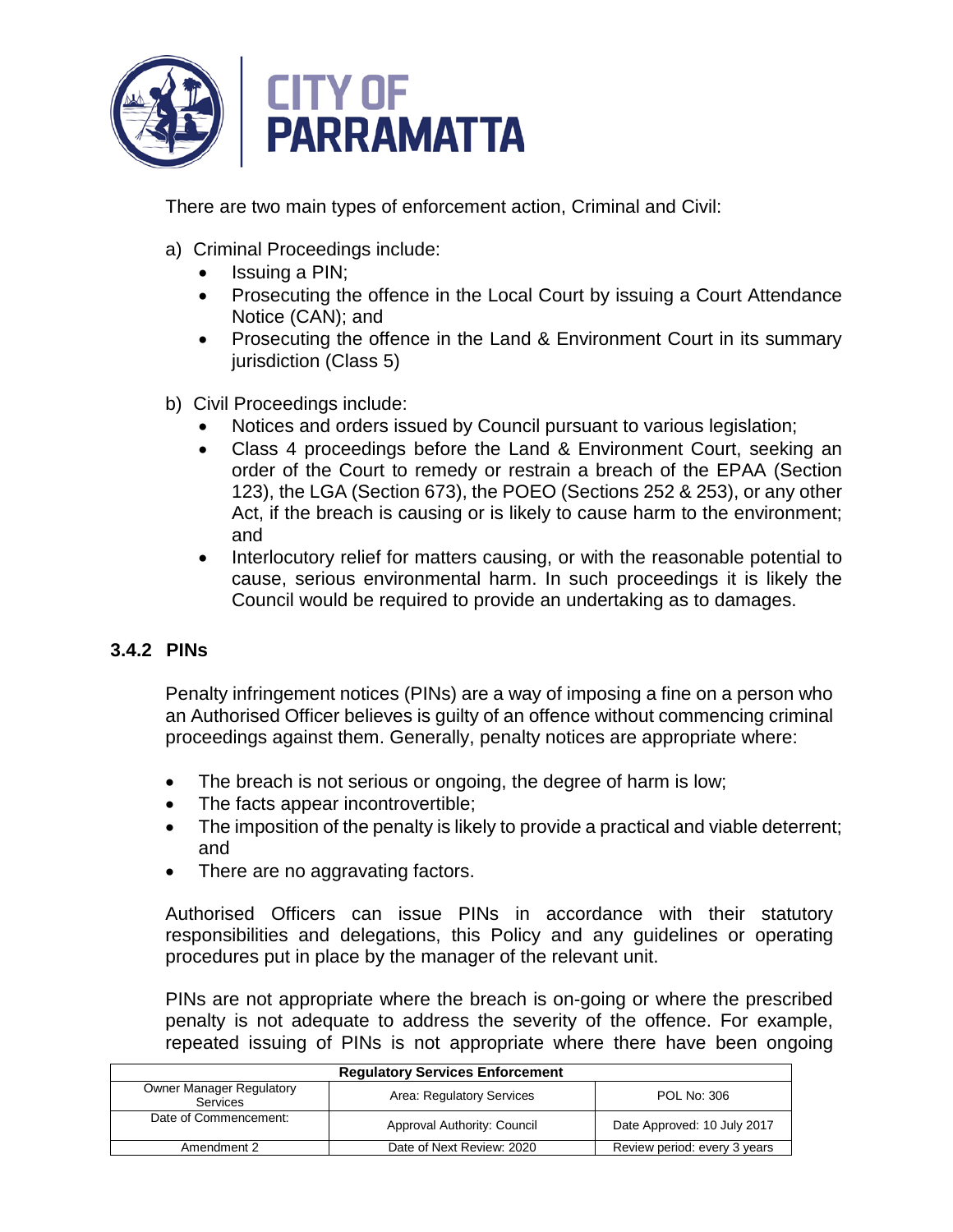There are two main types of enforcement action, Criminal and Civil:

a) Criminal Proceedings include:
   - Issuing a PIN;
   - Prosecuting the offence in the Local Court by issuing a Court Attendance Notice (CAN); and
   - Prosecuting the offence in the Land & Environment Court in its summary jurisdiction (Class 5)

b) Civil Proceedings include:
   - Notices and orders issued by Council pursuant to various legislation;
   - Class 4 proceedings before the Land & Environment Court, seeking an order of the Court to remedy or restrain a breach of the EPAA (Section 123), the LGA (Section 673), the POEO (Sections 252 & 253), or any other Act, if the breach is causing or is likely to cause harm to the environment; and
   - Interlocutory relief for matters causing, or with the reasonable potential to cause, serious environmental harm. In such proceedings it is likely the Council would be required to provide an undertaking as to damages.

### 3.4.2 PINs

Penalty infringement notices (PINs) are a way of imposing a fine on a person who an Authorised Officer believes is guilty of an offence without commencing criminal proceedings against them. Generally, penalty notices are appropriate where:

- The breach is not serious or ongoing, the degree of harm is low;
- The facts appear incontrovertible;
- The imposition of the penalty is likely to provide a practical and viable deterrent; and
- There are no aggravating factors.

Authorised Officers can issue PINs in accordance with their statutory responsibilities and delegations, this Policy and any guidelines or operating procedures put in place by the manager of the relevant unit.

PINs are not appropriate where the breach is on-going or where the prescribed penalty is not adequate to address the severity of the offence. For example, repeated issuing of PINs is not appropriate where there have been ongoing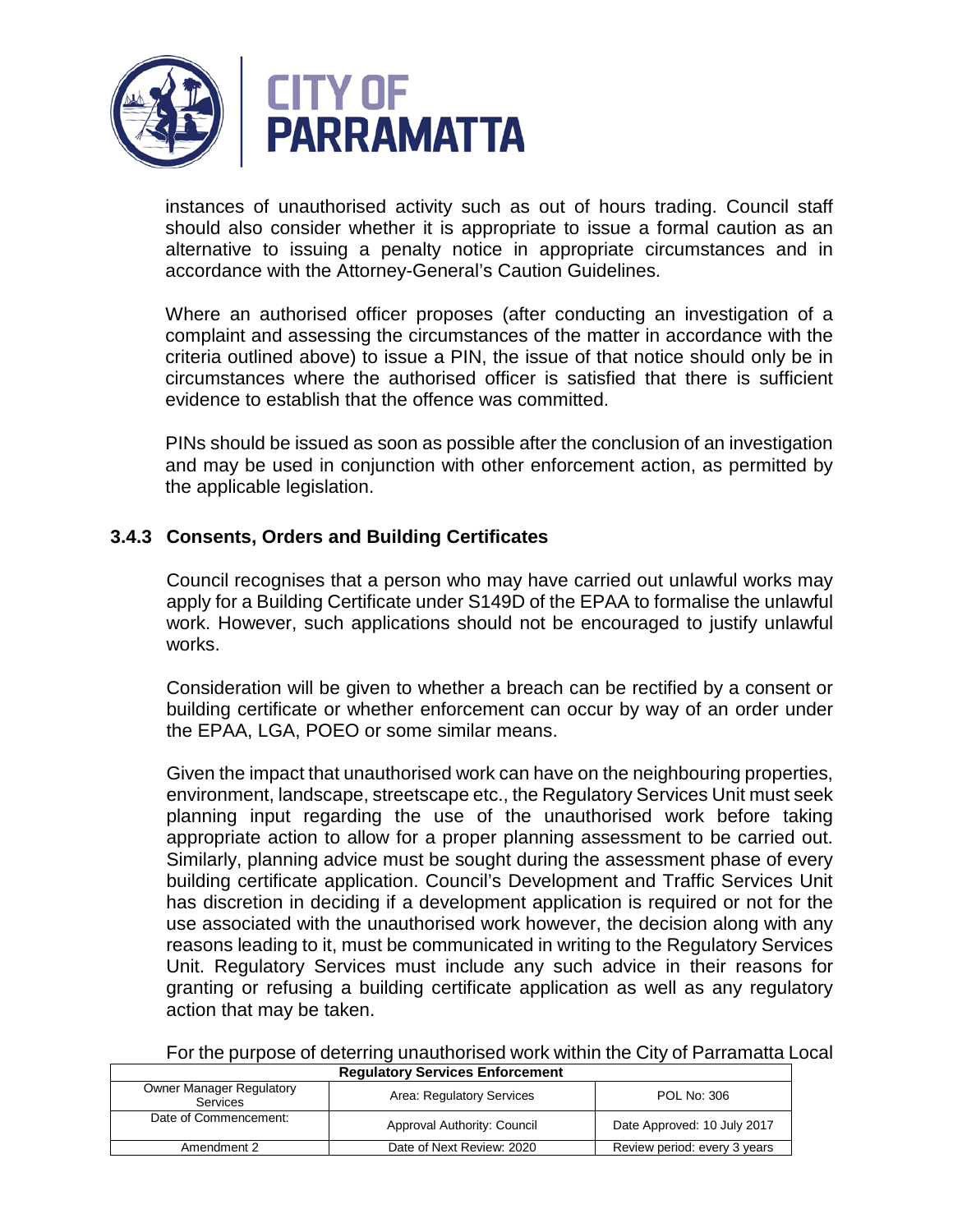instances of unauthorised activity such as out of hours trading. Council staff should also consider whether it is appropriate to issue a formal caution as an alternative to issuing a penalty notice in appropriate circumstances and in accordance with the Attorney-General's Caution Guidelines.

Where an authorised officer proposes (after conducting an investigation of a complaint and assessing the circumstances of the matter in accordance with the criteria outlined above) to issue a PIN, the issue of that notice should only be in circumstances where the authorised officer is satisfied that there is sufficient evidence to establish that the offence was committed.

PINs should be issued as soon as possible after the conclusion of an investigation and may be used in conjunction with other enforcement action, as permitted by the applicable legislation.

### 3.4.3 Consents, Orders and Building Certificates

Council recognises that a person who may have carried out unlawful works may apply for a Building Certificate under S149D of the EPAA to formalise the unlawful work. However, such applications should not be encouraged to justify unlawful works.

Consideration will be given to whether a breach can be rectified by a consent or building certificate or whether enforcement can occur by way of an order under the EPAA, LGA, POEO or some similar means.

Given the impact that unauthorised work can have on the neighbouring properties, environment, landscape, streetscape etc., the Regulatory Services Unit must seek planning input regarding the use of the unauthorised work before taking appropriate action to allow for a proper planning assessment to be carried out. Similarly, planning advice must be sought during the assessment phase of every building certificate application. Council's Development and Traffic Services Unit has discretion in deciding if a development application is required or not for the use associated with the unauthorised work however, the decision along with any reasons leading to it, must be communicated in writing to the Regulatory Services Unit. Regulatory Services must include any such advice in their reasons for granting or refusing a building certificate application as well as any regulatory action that may be taken.

For the purpose of deterring unauthorised work within the City of Parramatta Local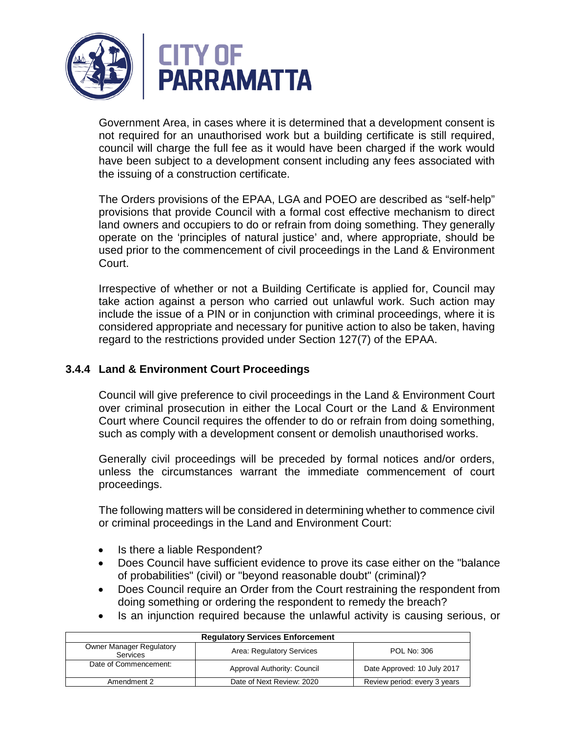Government Area, in cases where it is determined that a development consent is not required for an unauthorised work but a building certificate is still required, council will charge the full fee as it would have been charged if the work would have been subject to a development consent including any fees associated with the issuing of a construction certificate.

The Orders provisions of the EPAA, LGA and POEO are described as “self-help” provisions that provide Council with a formal cost effective mechanism to direct land owners and occupiers to do or refrain from doing something. They generally operate on the ‘principles of natural justice’ and, where appropriate, should be used prior to the commencement of civil proceedings in the Land & Environment Court.

Irrespective of whether or not a Building Certificate is applied for, Council may take action against a person who carried out unlawful work. Such action may include the issue of a PIN or in conjunction with criminal proceedings, where it is considered appropriate and necessary for punitive action to also be taken, having regard to the restrictions provided under Section 127(7) of the EPAA.

### 3.4.4 Land & Environment Court Proceedings

Council will give preference to civil proceedings in the Land & Environment Court over criminal prosecution in either the Local Court or the Land & Environment Court where Council requires the offender to do or refrain from doing something, such as comply with a development consent or demolish unauthorised works.

Generally civil proceedings will be preceded by formal notices and/or orders, unless the circumstances warrant the immediate commencement of court proceedings.

The following matters will be considered in determining whether to commence civil or criminal proceedings in the Land and Environment Court:

- Is there a liable Respondent?
- Does Council have sufficient evidence to prove its case either on the "balance of probabilities" (civil) or "beyond reasonable doubt" (criminal)?
- Does Council require an Order from the Court restraining the respondent from doing something or ordering the respondent to remedy the breach?
- Is an injunction required because the unlawful activity is causing serious, or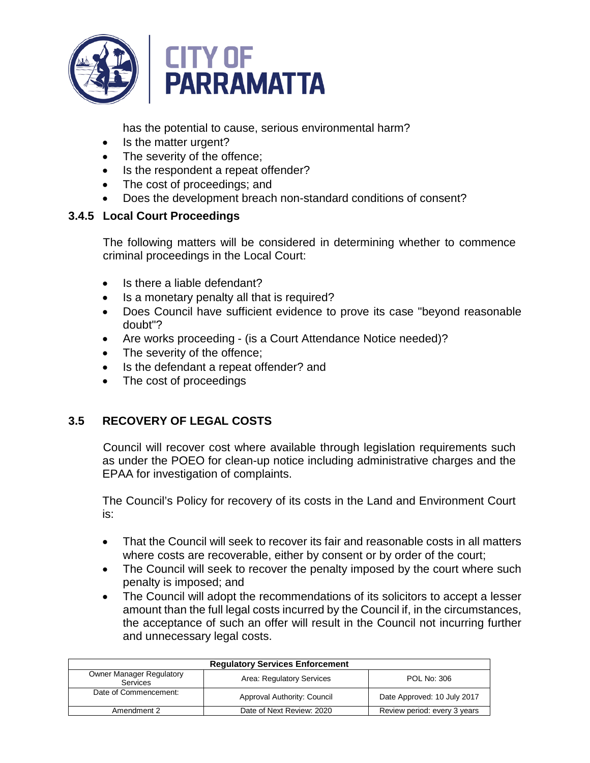has the potential to cause, serious environmental harm?

- Is the matter urgent?
- The severity of the offence;
- Is the respondent a repeat offender?
- The cost of proceedings; and
- Does the development breach non-standard conditions of consent?

### 3.4.5 Local Court Proceedings

The following matters will be considered in determining whether to commence criminal proceedings in the Local Court:

- Is there a liable defendant?
- Is a monetary penalty all that is required?
- Does Council have sufficient evidence to prove its case "beyond reasonable doubt"?
- Are works proceeding - (is a Court Attendance Notice needed)?
- The severity of the offence;
- Is the defendant a repeat offender? and
- The cost of proceedings

## 3.5 RECOVERY OF LEGAL COSTS

Council will recover cost where available through legislation requirements such as under the POEO for clean-up notice including administrative charges and the EPAA for investigation of complaints.

The Council's Policy for recovery of its costs in the Land and Environment Court is:

- That the Council will seek to recover its fair and reasonable costs in all matters where costs are recoverable, either by consent or by order of the court;
- The Council will seek to recover the penalty imposed by the court where such penalty is imposed; and
- The Council will adopt the recommendations of its solicitors to accept a lesser amount than the full legal costs incurred by the Council if, in the circumstances, the acceptance of such an offer will result in the Council not incurring further and unnecessary legal costs.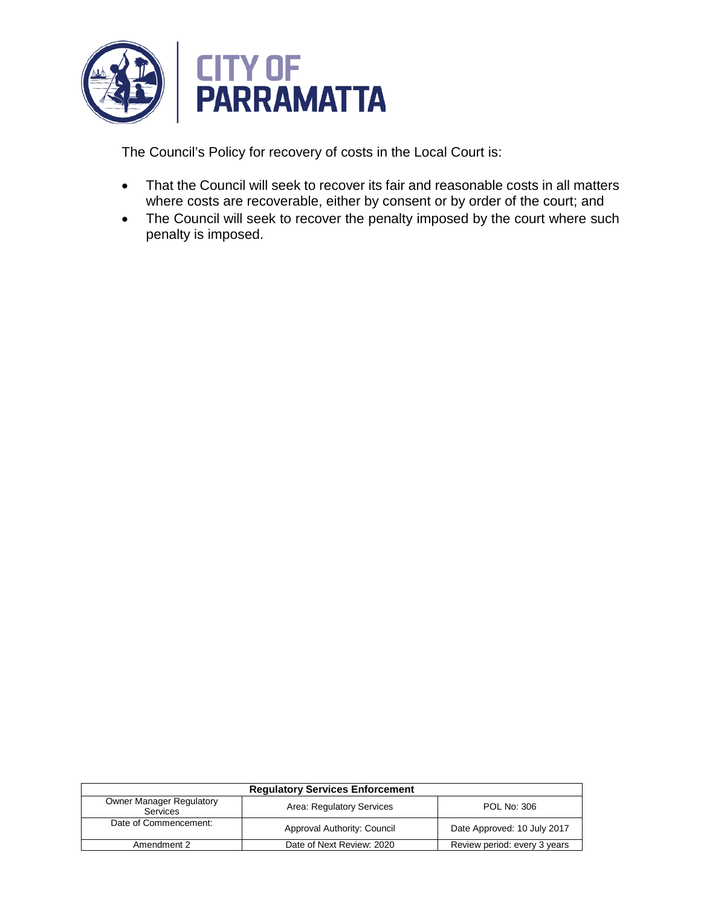The Council's Policy for recovery of costs in the Local Court is:

- That the Council will seek to recover its fair and reasonable costs in all matters where costs are recoverable, either by consent or by order of the court; and
- The Council will seek to recover the penalty imposed by the court where such penalty is imposed.

| Regulatory Services Enforcement | | |
|---|---|---|
| Owner Manager Regulatory Services | Area: Regulatory Services | POL No: 306 |
| Date of Commencement: | Approval Authority: Council | Date Approved: 10 July 2017 |
| Amendment 2 | Date of Next Review: 2020 | Review period: every 3 years |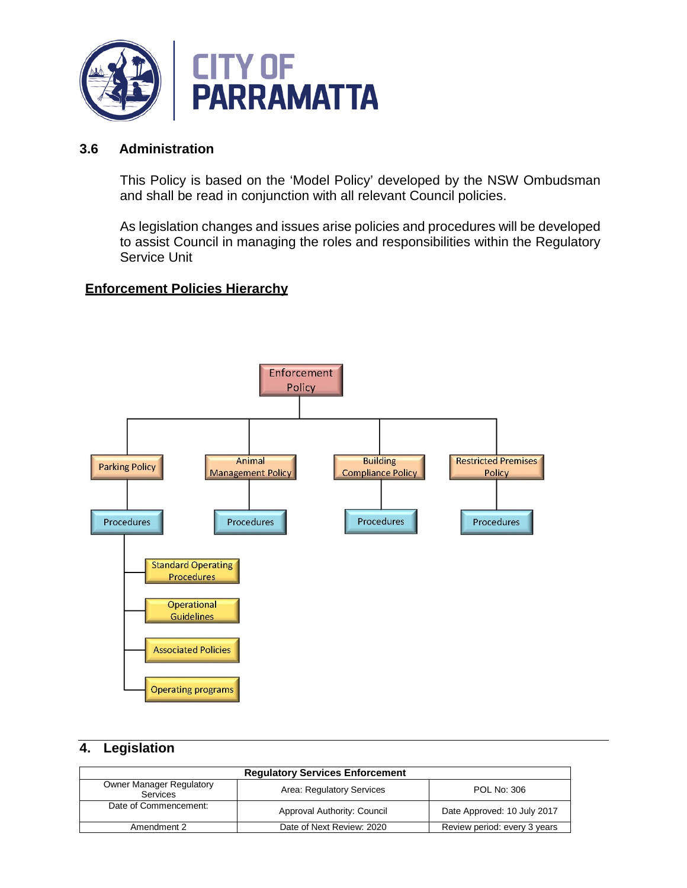### 3.6 Administration

This Policy is based on the 'Model Policy' developed by the NSW Ombudsman and shall be read in conjunction with all relevant Council policies.

As legislation changes and issues arise policies and procedures will be developed to assist Council in managing the roles and responsibilities within the Regulatory Service Unit

**Enforcement Policies Hierarchy**

- Enforcement Policy
  - Parking Policy
    - Procedures
      - Standard Operating Procedures
      - Operational Guidelines
      - Associated Policies
      - Operating programs
  - Animal Management Policy
    - Procedures
  - Building Compliance Policy
    - Procedures
  - Restricted Premises Policy
    - Procedures

## 4. Legislation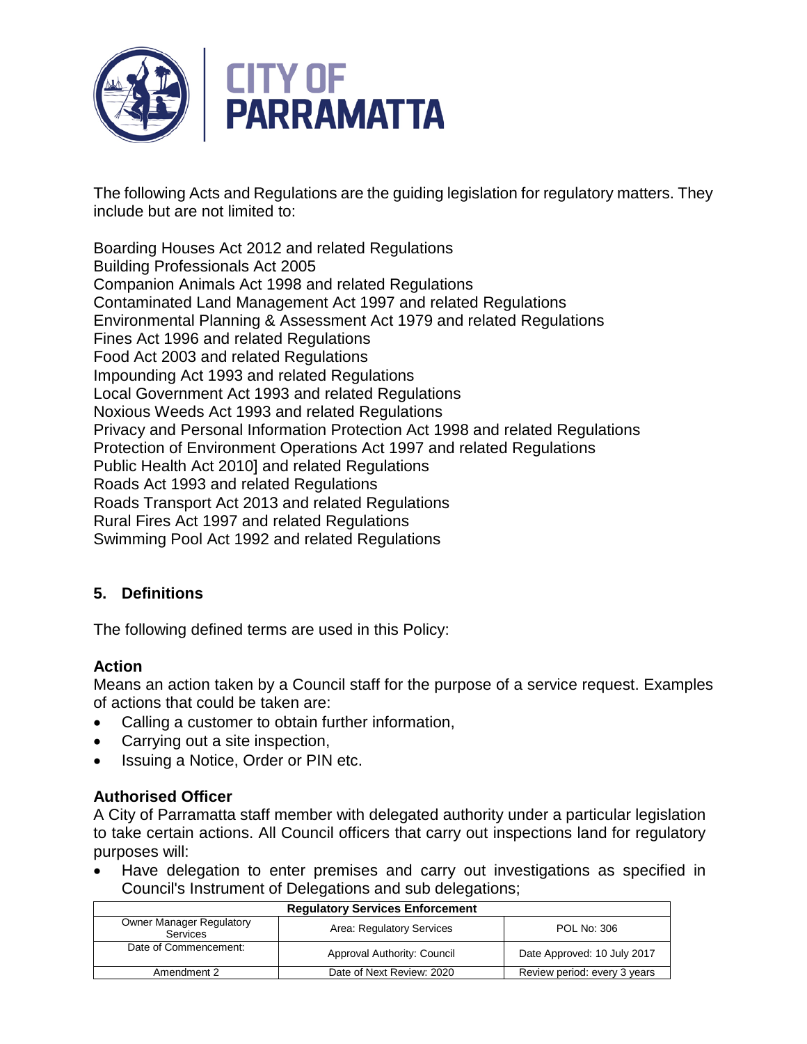The following Acts and Regulations are the guiding legislation for regulatory matters. They include but are not limited to:

Boarding Houses Act 2012 and related Regulations
Building Professionals Act 2005
Companion Animals Act 1998 and related Regulations
Contaminated Land Management Act 1997 and related Regulations
Environmental Planning & Assessment Act 1979 and related Regulations
Fines Act 1996 and related Regulations
Food Act 2003 and related Regulations
Impounding Act 1993 and related Regulations
Local Government Act 1993 and related Regulations
Noxious Weeds Act 1993 and related Regulations
Privacy and Personal Information Protection Act 1998 and related Regulations
Protection of Environment Operations Act 1997 and related Regulations
Public Health Act 2010] and related Regulations
Roads Act 1993 and related Regulations
Roads Transport Act 2013 and related Regulations
Rural Fires Act 1997 and related Regulations
Swimming Pool Act 1992 and related Regulations

## 5. Definitions

The following defined terms are used in this Policy:

### Action

Means an action taken by a Council staff for the purpose of a service request. Examples of actions that could be taken are:

- Calling a customer to obtain further information,
- Carrying out a site inspection,
- Issuing a Notice, Order or PIN etc.

### Authorised Officer

A City of Parramatta staff member with delegated authority under a particular legislation to take certain actions. All Council officers that carry out inspections land for regulatory purposes will:

- Have delegation to enter premises and carry out investigations as specified in Council's Instrument of Delegations and sub delegations;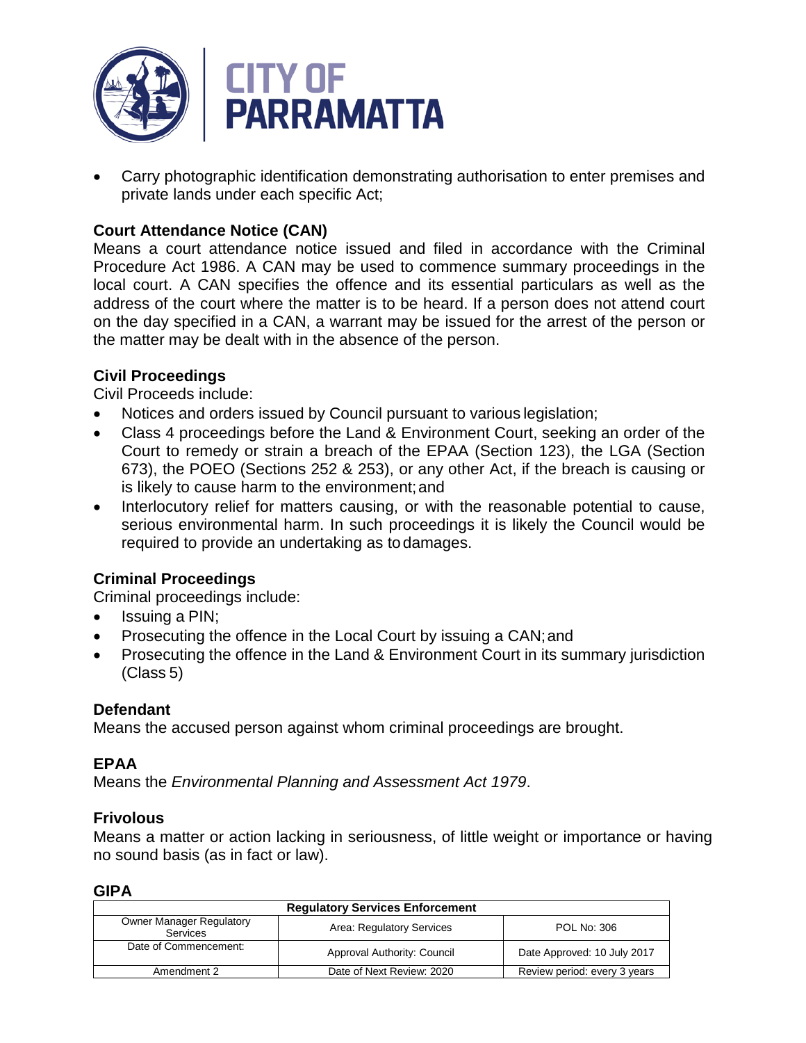- Carry photographic identification demonstrating authorisation to enter premises and private lands under each specific Act;

### Court Attendance Notice (CAN)

Means a court attendance notice issued and filed in accordance with the Criminal Procedure Act 1986. A CAN may be used to commence summary proceedings in the local court. A CAN specifies the offence and its essential particulars as well as the address of the court where the matter is to be heard. If a person does not attend court on the day specified in a CAN, a warrant may be issued for the arrest of the person or the matter may be dealt with in the absence of the person.

### Civil Proceedings

Civil Proceeds include:

- Notices and orders issued by Council pursuant to various legislation;
- Class 4 proceedings before the Land & Environment Court, seeking an order of the Court to remedy or strain a breach of the EPAA (Section 123), the LGA (Section 673), the POEO (Sections 252 & 253), or any other Act, if the breach is causing or is likely to cause harm to the environment; and
- Interlocutory relief for matters causing, or with the reasonable potential to cause, serious environmental harm. In such proceedings it is likely the Council would be required to provide an undertaking as to damages.

### Criminal Proceedings

Criminal proceedings include:

- Issuing a PIN;
- Prosecuting the offence in the Local Court by issuing a CAN; and
- Prosecuting the offence in the Land & Environment Court in its summary jurisdiction (Class 5)

### Defendant

Means the accused person against whom criminal proceedings are brought.

### EPAA

Means the *Environmental Planning and Assessment Act 1979*.

### Frivolous

Means a matter or action lacking in seriousness, of little weight or importance or having no sound basis (as in fact or law).

### GIPA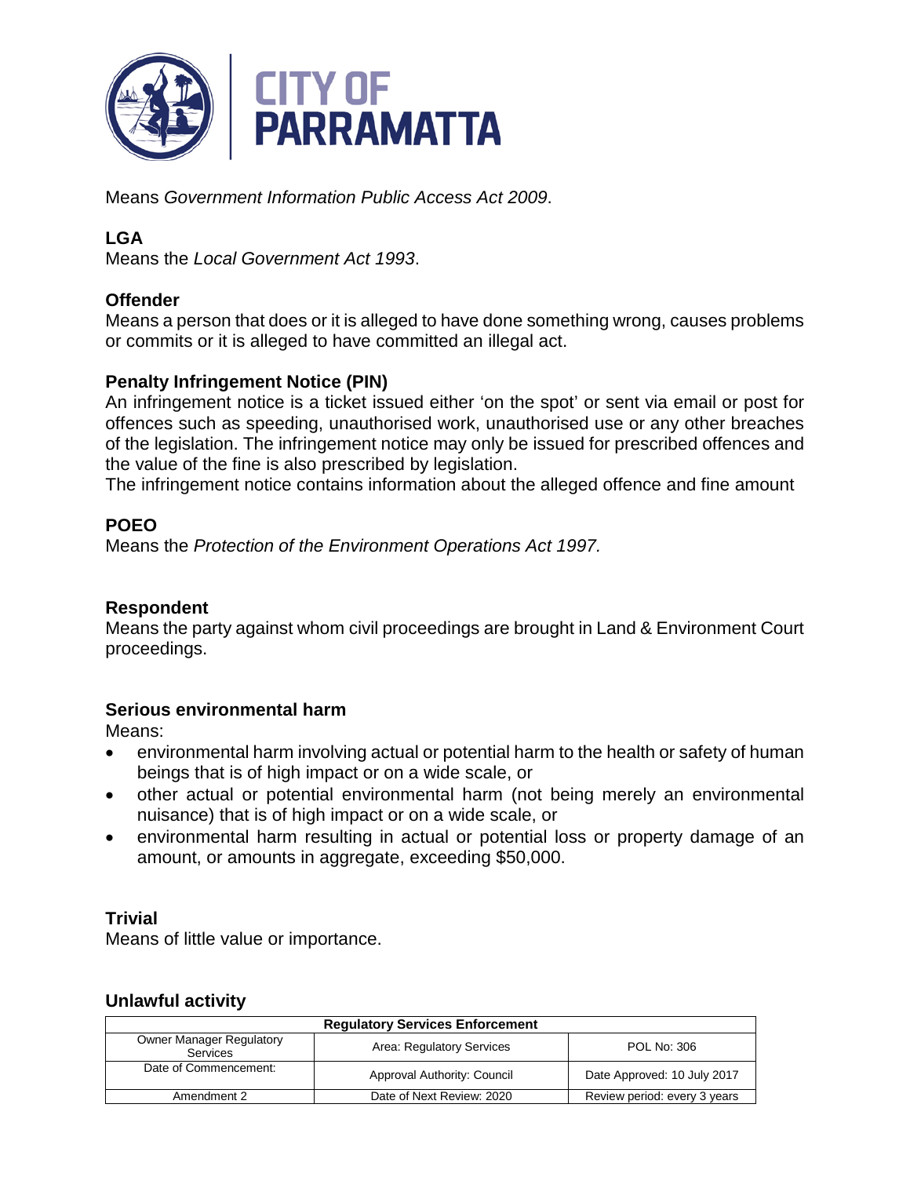Means *Government Information Public Access Act 2009*.

**LGA**
Means the *Local Government Act 1993*.

**Offender**
Means a person that does or it is alleged to have done something wrong, causes problems or commits or it is alleged to have committed an illegal act.

**Penalty Infringement Notice (PIN)**
An infringement notice is a ticket issued either 'on the spot' or sent via email or post for offences such as speeding, unauthorised work, unauthorised use or any other breaches of the legislation. The infringement notice may only be issued for prescribed offences and the value of the fine is also prescribed by legislation.
The infringement notice contains information about the alleged offence and fine amount

**POEO**
Means the *Protection of the Environment Operations Act 1997.*

**Respondent**
Means the party against whom civil proceedings are brought in Land & Environment Court proceedings.

**Serious environmental harm**
Means:

- environmental harm involving actual or potential harm to the health or safety of human beings that is of high impact or on a wide scale, or
- other actual or potential environmental harm (not being merely an environmental nuisance) that is of high impact or on a wide scale, or
- environmental harm resulting in actual or potential loss or property damage of an amount, or amounts in aggregate, exceeding $50,000.

**Trivial**
Means of little value or importance.

**Unlawful activity**

| Regulatory Services Enforcement | | |
|---|---|---|
| Owner Manager Regulatory Services | Area: Regulatory Services | POL No: 306 |
| Date of Commencement: | Approval Authority: Council | Date Approved: 10 July 2017 |
| Amendment 2 | Date of Next Review: 2020 | Review period: every 3 years |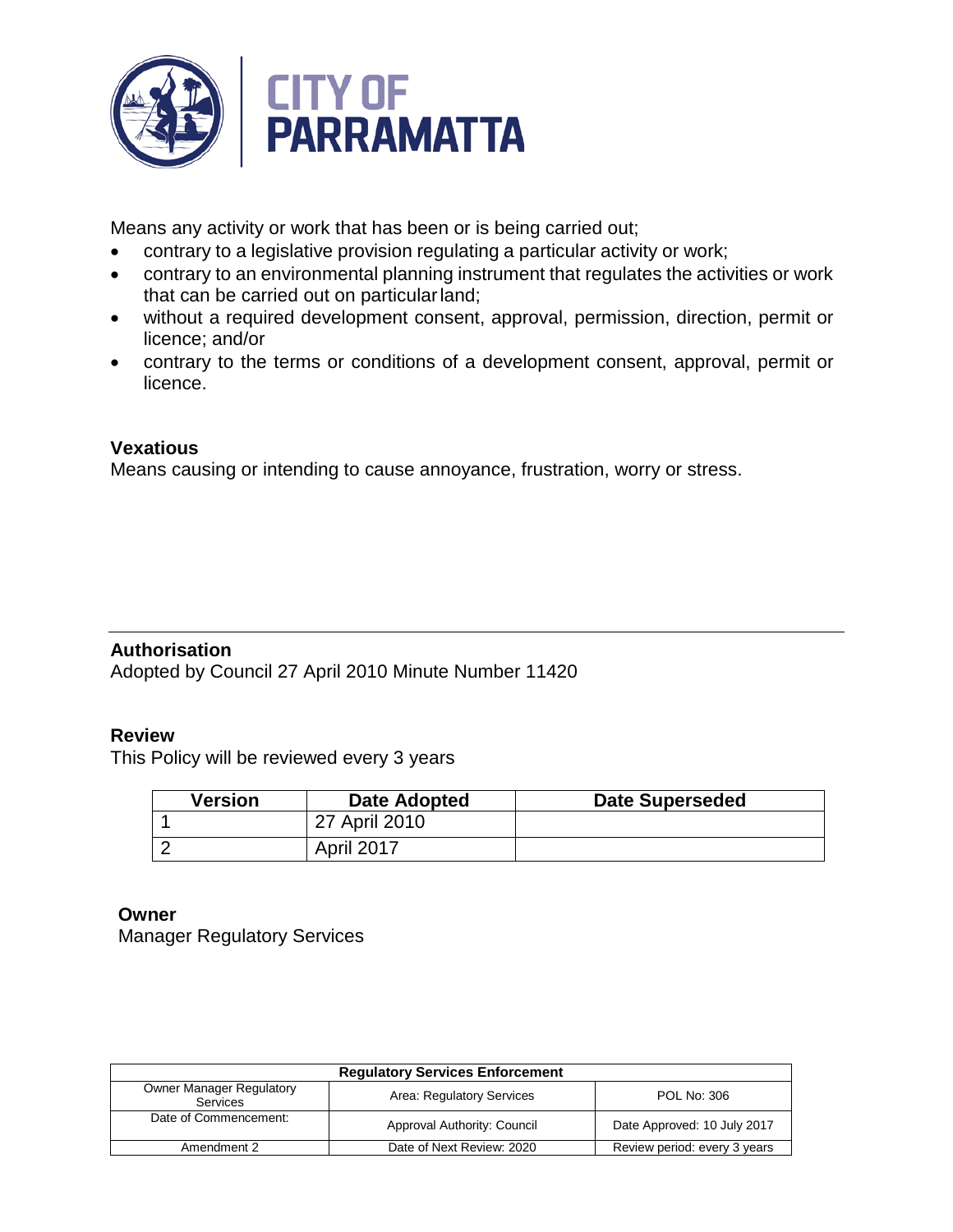Means any activity or work that has been or is being carried out;

- contrary to a legislative provision regulating a particular activity or work;
- contrary to an environmental planning instrument that regulates the activities or work that can be carried out on particular land;
- without a required development consent, approval, permission, direction, permit or licence; and/or
- contrary to the terms or conditions of a development consent, approval, permit or licence.

**Vexatious**
Means causing or intending to cause annoyance, frustration, worry or stress.

---

**Authorisation**
Adopted by Council 27 April 2010 Minute Number 11420

**Review**
This Policy will be reviewed every 3 years

| Version | Date Adopted | Date Superseded |
|---|---|---|
| 1 | 27 April 2010 | |
| 2 | April 2017 | |

**Owner**
Manager Regulatory Services

| Regulatory Services Enforcement | | |
|---|---|---|
| Owner Manager Regulatory Services | Area: Regulatory Services | POL No: 306 |
| Date of Commencement: | Approval Authority: Council | Date Approved: 10 July 2017 |
| Amendment 2 | Date of Next Review: 2020 | Review period: every 3 years |